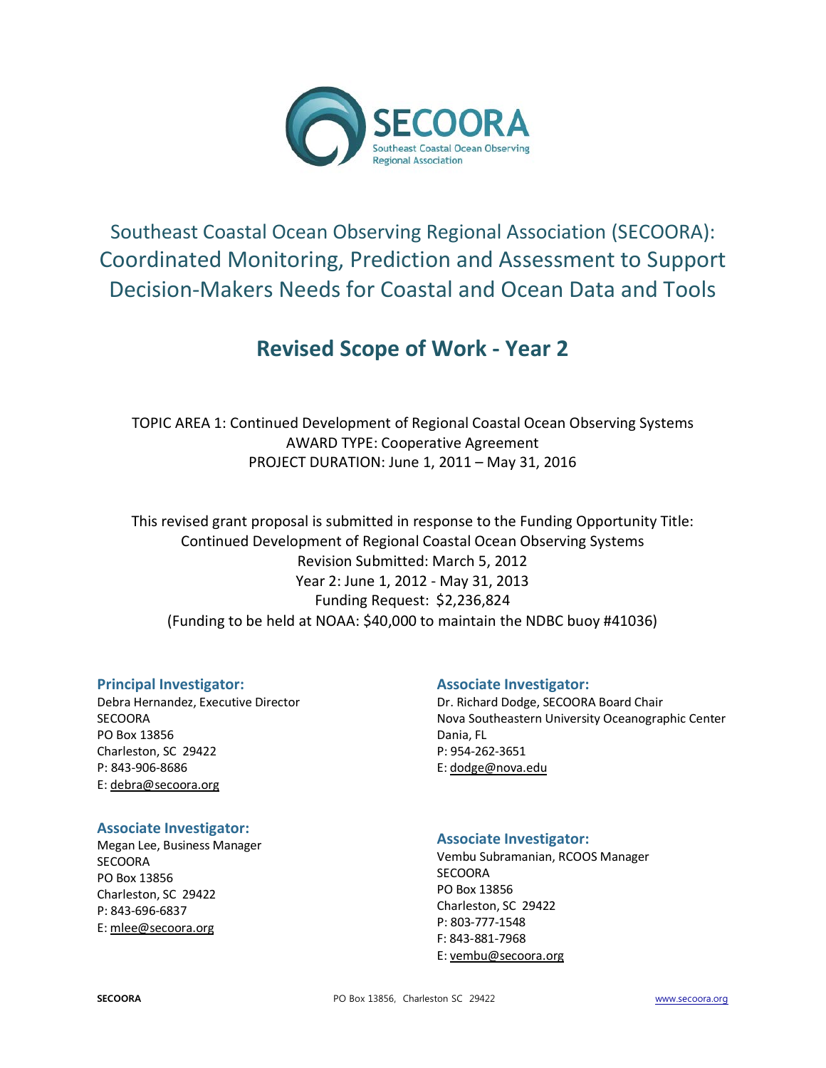SECOORA

Southeast Coastal Ocean Observing Regional Association

# Southeast Coastal Ocean Observing Regional Association (SECOORA): Coordinated Monitoring, Prediction and Assessment to Support Decision-Makers Needs for Coastal and Ocean Data and Tools

## Revised Scope of Work - Year 2

TOPIC AREA 1: Continued Development of Regional Coastal Ocean Observing Systems
AWARD TYPE: Cooperative Agreement
PROJECT DURATION: June 1, 2011 – May 31, 2016

This revised grant proposal is submitted in response to the Funding Opportunity Title:
Continued Development of Regional Coastal Ocean Observing Systems
Revision Submitted: March 5, 2012
Year 2: June 1, 2012 - May 31, 2013
Funding Request: $2,236,824
(Funding to be held at NOAA: $40,000 to maintain the NDBC buoy #41036)

### Principal Investigator:

Debra Hernandez, Executive Director
SECOORA
PO Box 13856
Charleston, SC 29422
P: 843-906-8686
E: debra@secoora.org

### Associate Investigator:

Dr. Richard Dodge, SECOORA Board Chair
Nova Southeastern University Oceanographic Center
Dania, FL
P: 954-262-3651
E: dodge@nova.edu

### Associate Investigator:

Megan Lee, Business Manager
SECOORA
PO Box 13856
Charleston, SC 29422
P: 843-696-6837
E: mlee@secoora.org

### Associate Investigator:

Vembu Subramanian, RCOOS Manager
SECOORA
PO Box 13856
Charleston, SC 29422
P: 803-777-1548
F: 843-881-7968
E: vembu@secoora.org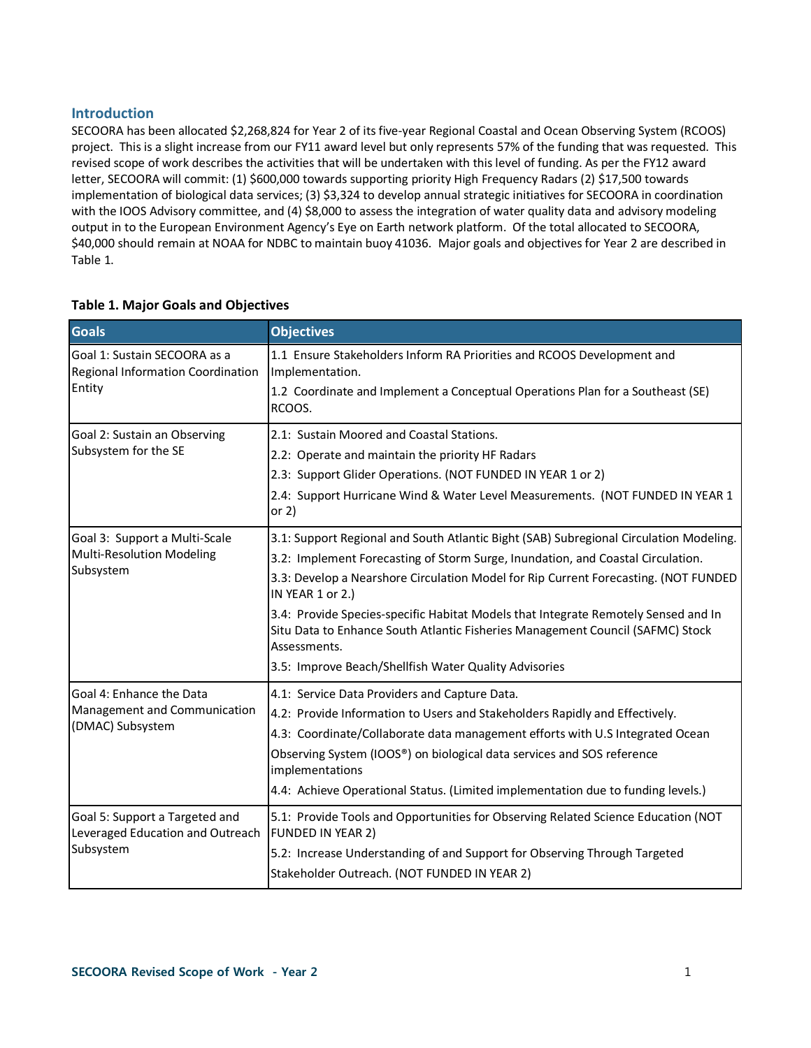## Introduction

SECOORA has been allocated $2,268,824 for Year 2 of its five-year Regional Coastal and Ocean Observing System (RCOOS) project. This is a slight increase from our FY11 award level but only represents 57% of the funding that was requested. This revised scope of work describes the activities that will be undertaken with this level of funding. As per the FY12 award letter, SECOORA will commit: (1) $600,000 towards supporting priority High Frequency Radars (2) $17,500 towards implementation of biological data services; (3) $3,324 to develop annual strategic initiatives for SECOORA in coordination with the IOOS Advisory committee, and (4) $8,000 to assess the integration of water quality data and advisory modeling output in to the European Environment Agency's Eye on Earth network platform. Of the total allocated to SECOORA, $40,000 should remain at NOAA for NDBC to maintain buoy 41036. Major goals and objectives for Year 2 are described in Table 1.

**Table 1. Major Goals and Objectives**

| Goals | Objectives |
|---|---|
| Goal 1: Sustain SECOORA as a Regional Information Coordination Entity | 1.1 Ensure Stakeholders Inform RA Priorities and RCOOS Development and Implementation.<br>1.2 Coordinate and Implement a Conceptual Operations Plan for a Southeast (SE) RCOOS. |
| Goal 2: Sustain an Observing Subsystem for the SE | 2.1: Sustain Moored and Coastal Stations.<br>2.2: Operate and maintain the priority HF Radars<br>2.3: Support Glider Operations. (NOT FUNDED IN YEAR 1 or 2)<br>2.4: Support Hurricane Wind & Water Level Measurements. (NOT FUNDED IN YEAR 1 or 2) |
| Goal 3: Support a Multi-Scale Multi-Resolution Modeling Subsystem | 3.1: Support Regional and South Atlantic Bight (SAB) Subregional Circulation Modeling.<br>3.2: Implement Forecasting of Storm Surge, Inundation, and Coastal Circulation.<br>3.3: Develop a Nearshore Circulation Model for Rip Current Forecasting. (NOT FUNDED IN YEAR 1 or 2.)<br>3.4: Provide Species-specific Habitat Models that Integrate Remotely Sensed and In Situ Data to Enhance South Atlantic Fisheries Management Council (SAFMC) Stock Assessments.<br>3.5: Improve Beach/Shellfish Water Quality Advisories |
| Goal 4: Enhance the Data Management and Communication (DMAC) Subsystem | 4.1: Service Data Providers and Capture Data.<br>4.2: Provide Information to Users and Stakeholders Rapidly and Effectively.<br>4.3: Coordinate/Collaborate data management efforts with U.S Integrated Ocean Observing System (IOOS®) on biological data services and SOS reference implementations<br>4.4: Achieve Operational Status. (Limited implementation due to funding levels.) |
| Goal 5: Support a Targeted and Leveraged Education and Outreach Subsystem | 5.1: Provide Tools and Opportunities for Observing Related Science Education (NOT FUNDED IN YEAR 2)<br>5.2: Increase Understanding of and Support for Observing Through Targeted Stakeholder Outreach. (NOT FUNDED IN YEAR 2) |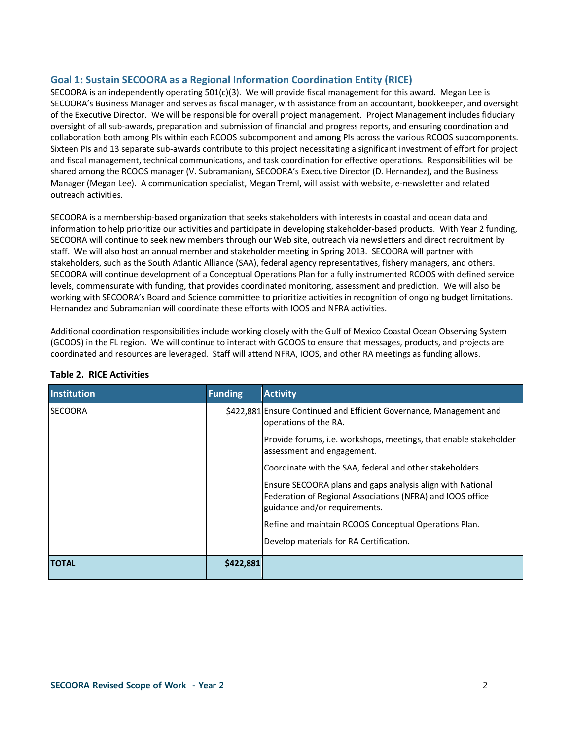## Goal 1: Sustain SECOORA as a Regional Information Coordination Entity (RICE)

SECOORA is an independently operating 501(c)(3). We will provide fiscal management for this award. Megan Lee is SECOORA's Business Manager and serves as fiscal manager, with assistance from an accountant, bookkeeper, and oversight of the Executive Director. We will be responsible for overall project management. Project Management includes fiduciary oversight of all sub-awards, preparation and submission of financial and progress reports, and ensuring coordination and collaboration both among PIs within each RCOOS subcomponent and among PIs across the various RCOOS subcomponents. Sixteen PIs and 13 separate sub-awards contribute to this project necessitating a significant investment of effort for project and fiscal management, technical communications, and task coordination for effective operations. Responsibilities will be shared among the RCOOS manager (V. Subramanian), SECOORA's Executive Director (D. Hernandez), and the Business Manager (Megan Lee). A communication specialist, Megan Treml, will assist with website, e-newsletter and related outreach activities.

SECOORA is a membership-based organization that seeks stakeholders with interests in coastal and ocean data and information to help prioritize our activities and participate in developing stakeholder-based products. With Year 2 funding, SECOORA will continue to seek new members through our Web site, outreach via newsletters and direct recruitment by staff. We will also host an annual member and stakeholder meeting in Spring 2013. SECOORA will partner with stakeholders, such as the South Atlantic Alliance (SAA), federal agency representatives, fishery managers, and others. SECOORA will continue development of a Conceptual Operations Plan for a fully instrumented RCOOS with defined service levels, commensurate with funding, that provides coordinated monitoring, assessment and prediction. We will also be working with SECOORA's Board and Science committee to prioritize activities in recognition of ongoing budget limitations. Hernandez and Subramanian will coordinate these efforts with IOOS and NFRA activities.

Additional coordination responsibilities include working closely with the Gulf of Mexico Coastal Ocean Observing System (GCOOS) in the FL region. We will continue to interact with GCOOS to ensure that messages, products, and projects are coordinated and resources are leveraged. Staff will attend NFRA, IOOS, and other RA meetings as funding allows.

**Table 2. RICE Activities**

| Institution | Funding | Activity |
|---|---|---|
| SECOORA | $422,881 | Ensure Continued and Efficient Governance, Management and operations of the RA.<br><br>Provide forums, i.e. workshops, meetings, that enable stakeholder assessment and engagement.<br><br>Coordinate with the SAA, federal and other stakeholders.<br><br>Ensure SECOORA plans and gaps analysis align with National Federation of Regional Associations (NFRA) and IOOS office guidance and/or requirements.<br><br>Refine and maintain RCOOS Conceptual Operations Plan.<br><br>Develop materials for RA Certification. |
| **TOTAL** | **$422,881** | |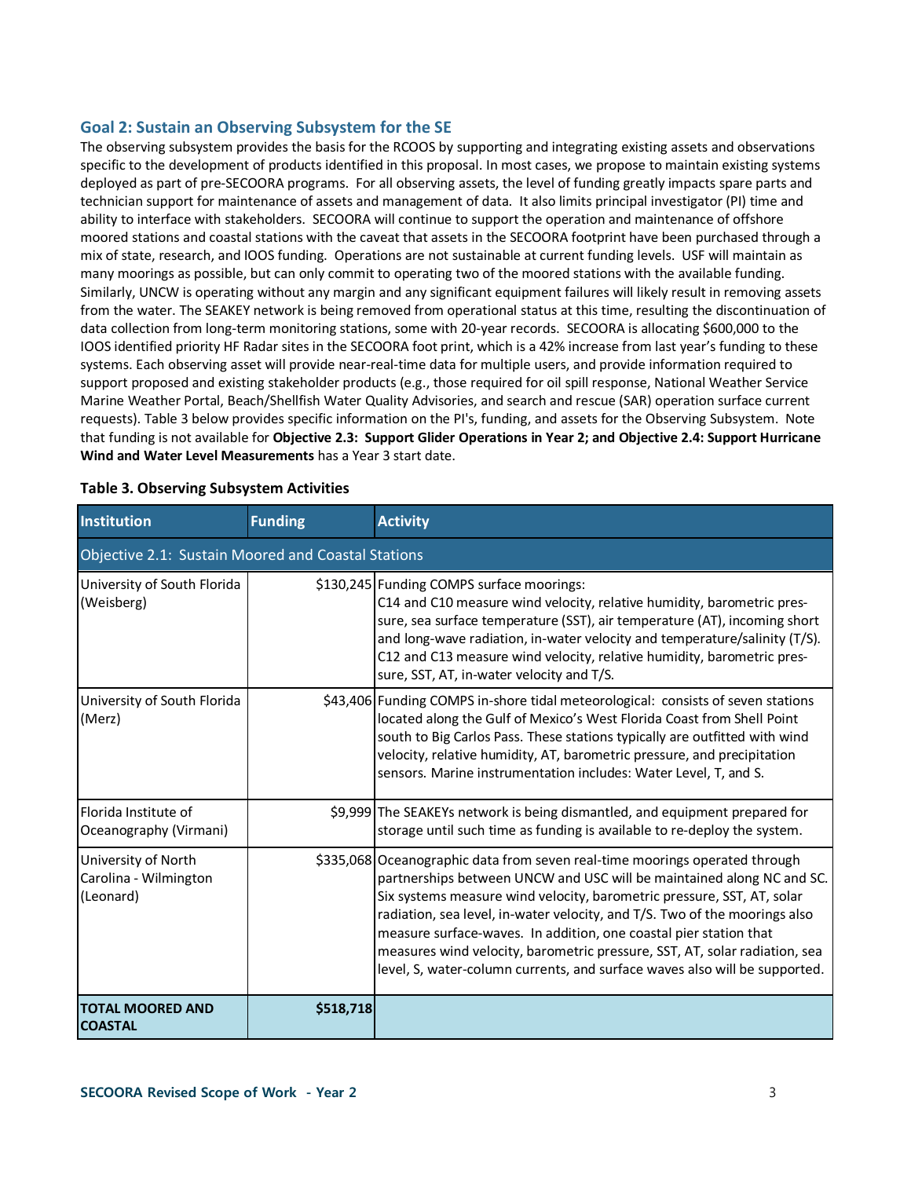## Goal 2: Sustain an Observing Subsystem for the SE

The observing subsystem provides the basis for the RCOOS by supporting and integrating existing assets and observations specific to the development of products identified in this proposal. In most cases, we propose to maintain existing systems deployed as part of pre-SECOORA programs. For all observing assets, the level of funding greatly impacts spare parts and technician support for maintenance of assets and management of data. It also limits principal investigator (PI) time and ability to interface with stakeholders. SECOORA will continue to support the operation and maintenance of offshore moored stations and coastal stations with the caveat that assets in the SECOORA footprint have been purchased through a mix of state, research, and IOOS funding. Operations are not sustainable at current funding levels. USF will maintain as many moorings as possible, but can only commit to operating two of the moored stations with the available funding. Similarly, UNCW is operating without any margin and any significant equipment failures will likely result in removing assets from the water. The SEAKEY network is being removed from operational status at this time, resulting the discontinuation of data collection from long-term monitoring stations, some with 20-year records. SECOORA is allocating $600,000 to the IOOS identified priority HF Radar sites in the SECOORA foot print, which is a 42% increase from last year's funding to these systems. Each observing asset will provide near-real-time data for multiple users, and provide information required to support proposed and existing stakeholder products (e.g., those required for oil spill response, National Weather Service Marine Weather Portal, Beach/Shellfish Water Quality Advisories, and search and rescue (SAR) operation surface current requests). Table 3 below provides specific information on the PI's, funding, and assets for the Observing Subsystem. Note that funding is not available for **Objective 2.3: Support Glider Operations in Year 2; and Objective 2.4: Support Hurricane Wind and Water Level Measurements** has a Year 3 start date.

**Table 3. Observing Subsystem Activities**

| Institution | Funding | Activity |
|---|---|---|
| Objective 2.1: Sustain Moored and Coastal Stations | | |
| University of South Florida (Weisberg) | $130,245 | Funding COMPS surface moorings: C14 and C10 measure wind velocity, relative humidity, barometric pressure, sea surface temperature (SST), air temperature (AT), incoming short and long-wave radiation, in-water velocity and temperature/salinity (T/S). C12 and C13 measure wind velocity, relative humidity, barometric pressure, SST, AT, in-water velocity and T/S. |
| University of South Florida (Merz) | $43,406 | Funding COMPS in-shore tidal meteorological: consists of seven stations located along the Gulf of Mexico's West Florida Coast from Shell Point south to Big Carlos Pass. These stations typically are outfitted with wind velocity, relative humidity, AT, barometric pressure, and precipitation sensors. Marine instrumentation includes: Water Level, T, and S. |
| Florida Institute of Oceanography (Virmani) | $9,999 | The SEAKEYs network is being dismantled, and equipment prepared for storage until such time as funding is available to re-deploy the system. |
| University of North Carolina - Wilmington (Leonard) | $335,068 | Oceanographic data from seven real-time moorings operated through partnerships between UNCW and USC will be maintained along NC and SC. Six systems measure wind velocity, barometric pressure, SST, AT, solar radiation, sea level, in-water velocity, and T/S. Two of the moorings also measure surface-waves. In addition, one coastal pier station that measures wind velocity, barometric pressure, SST, AT, solar radiation, sea level, S, water-column currents, and surface waves also will be supported. |
| **TOTAL MOORED AND COASTAL** | **$518,718** | |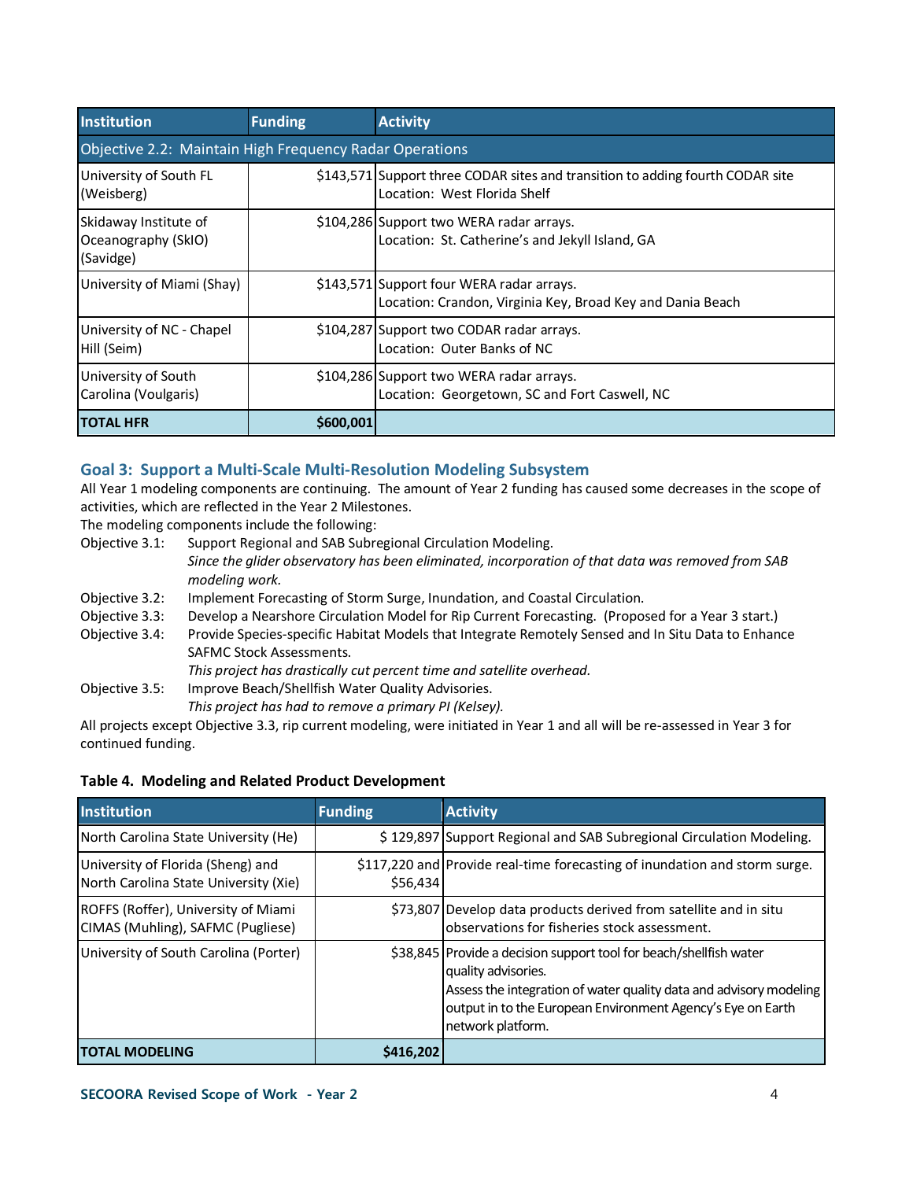| Institution | Funding | Activity |
|---|---|---|
| Objective 2.2: Maintain High Frequency Radar Operations | | |
| University of South FL (Weisberg) | $143,571 | Support three CODAR sites and transition to adding fourth CODAR site<br>Location: West Florida Shelf |
| Skidaway Institute of Oceanography (SkIO) (Savidge) | $104,286 | Support two WERA radar arrays.<br>Location: St. Catherine's and Jekyll Island, GA |
| University of Miami (Shay) | $143,571 | Support four WERA radar arrays.<br>Location: Crandon, Virginia Key, Broad Key and Dania Beach |
| University of NC - Chapel Hill (Seim) | $104,287 | Support two CODAR radar arrays.<br>Location: Outer Banks of NC |
| University of South Carolina (Voulgaris) | $104,286 | Support two WERA radar arrays.<br>Location: Georgetown, SC and Fort Caswell, NC |
| **TOTAL HFR** | **$600,001** | |

## Goal 3: Support a Multi-Scale Multi-Resolution Modeling Subsystem

All Year 1 modeling components are continuing. The amount of Year 2 funding has caused some decreases in the scope of activities, which are reflected in the Year 2 Milestones.

The modeling components include the following:

- Objective 3.1: Support Regional and SAB Subregional Circulation Modeling.
  *Since the glider observatory has been eliminated, incorporation of that data was removed from SAB modeling work.*
- Objective 3.2: Implement Forecasting of Storm Surge, Inundation, and Coastal Circulation.
- Objective 3.3: Develop a Nearshore Circulation Model for Rip Current Forecasting. (Proposed for a Year 3 start.)
- Objective 3.4: Provide Species-specific Habitat Models that Integrate Remotely Sensed and In Situ Data to Enhance SAFMC Stock Assessments.
  *This project has drastically cut percent time and satellite overhead.*
- Objective 3.5: Improve Beach/Shellfish Water Quality Advisories.
  *This project has had to remove a primary PI (Kelsey).*

All projects except Objective 3.3, rip current modeling, were initiated in Year 1 and all will be re-assessed in Year 3 for continued funding.

**Table 4. Modeling and Related Product Development**

| Institution | Funding | Activity |
|---|---|---|
| North Carolina State University (He) | $ 129,897 | Support Regional and SAB Subregional Circulation Modeling. |
| University of Florida (Sheng) and North Carolina State University (Xie) | $117,220 and $56,434 | Provide real-time forecasting of inundation and storm surge. |
| ROFFS (Roffer), University of Miami CIMAS (Muhling), SAFMC (Pugliese) | $73,807 | Develop data products derived from satellite and in situ observations for fisheries stock assessment. |
| University of South Carolina (Porter) | $38,845 | Provide a decision support tool for beach/shellfish water quality advisories.<br>Assess the integration of water quality data and advisory modeling output in to the European Environment Agency's Eye on Earth network platform. |
| **TOTAL MODELING** | **$416,202** | |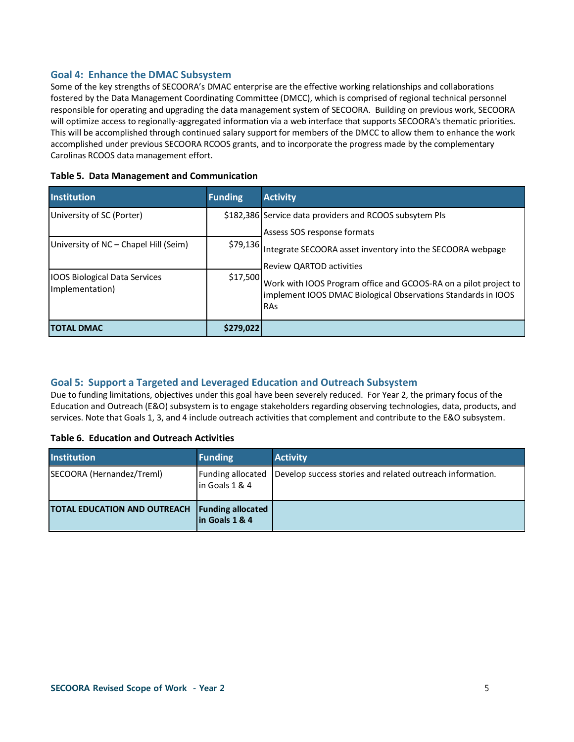## Goal 4: Enhance the DMAC Subsystem

Some of the key strengths of SECOORA's DMAC enterprise are the effective working relationships and collaborations fostered by the Data Management Coordinating Committee (DMCC), which is comprised of regional technical personnel responsible for operating and upgrading the data management system of SECOORA. Building on previous work, SECOORA will optimize access to regionally-aggregated information via a web interface that supports SECOORA's thematic priorities. This will be accomplished through continued salary support for members of the DMCC to allow them to enhance the work accomplished under previous SECOORA RCOOS grants, and to incorporate the progress made by the complementary Carolinas RCOOS data management effort.

**Table 5. Data Management and Communication**

| Institution | Funding | Activity |
|---|---|---|
| University of SC (Porter) | $182,386 | Service data providers and RCOOS subsytem PIs<br>Assess SOS response formats |
| University of NC – Chapel Hill (Seim) | $79,136 | Integrate SECOORA asset inventory into the SECOORA webpage<br>Review QARTOD activities |
| IOOS Biological Data Services Implementation) | $17,500 | Work with IOOS Program office and GCOOS-RA on a pilot project to implement IOOS DMAC Biological Observations Standards in IOOS RAs |
| **TOTAL DMAC** | **$279,022** | |

## Goal 5: Support a Targeted and Leveraged Education and Outreach Subsystem

Due to funding limitations, objectives under this goal have been severely reduced. For Year 2, the primary focus of the Education and Outreach (E&O) subsystem is to engage stakeholders regarding observing technologies, data, products, and services. Note that Goals 1, 3, and 4 include outreach activities that complement and contribute to the E&O subsystem.

**Table 6. Education and Outreach Activities**

| Institution | Funding | Activity |
|---|---|---|
| SECOORA (Hernandez/Treml) | Funding allocated in Goals 1 & 4 | Develop success stories and related outreach information. |
| **TOTAL EDUCATION AND OUTREACH** | **Funding allocated in Goals 1 & 4** | |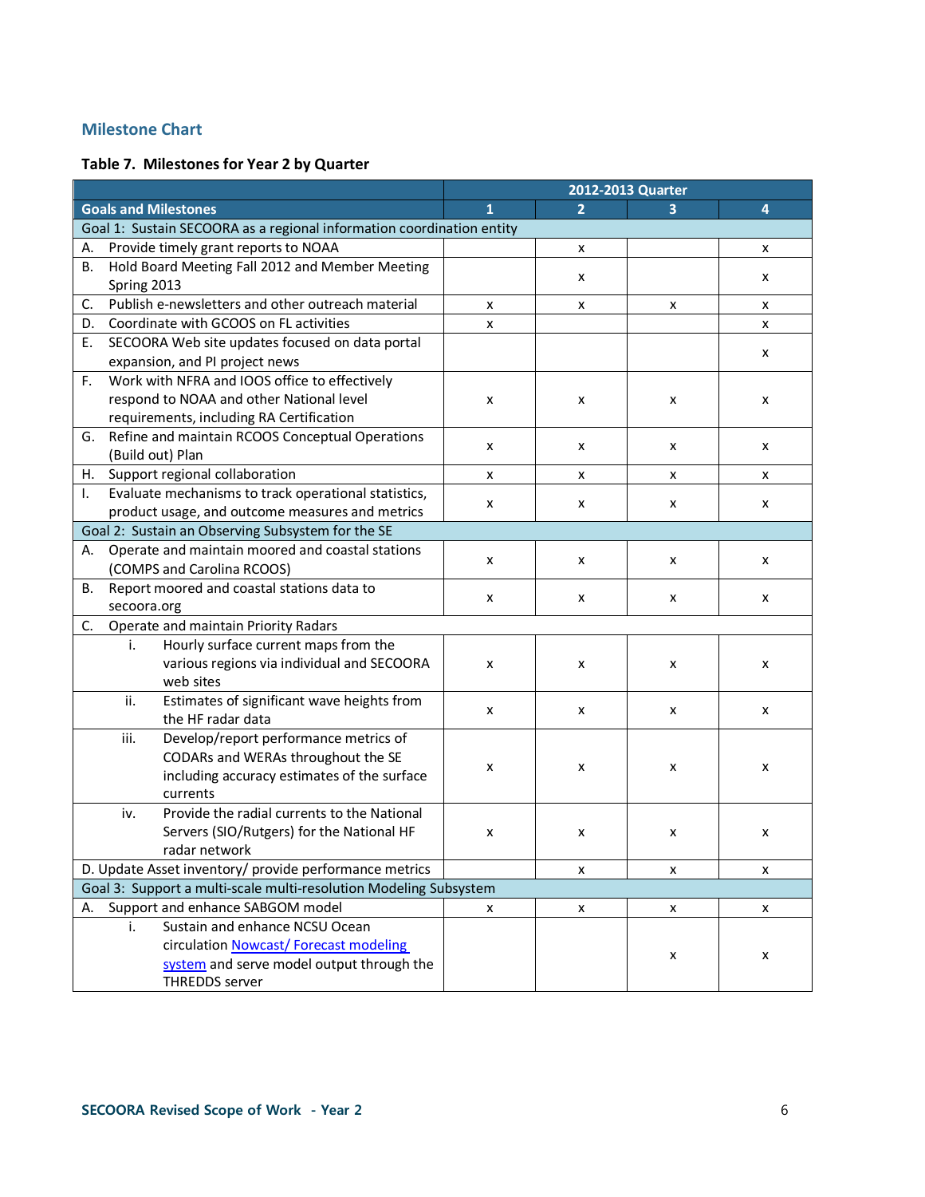## Milestone Chart

**Table 7. Milestones for Year 2 by Quarter**

| Goals and Milestones | 2012-2013 Quarter 1 | 2 | 3 | 4 |
|---|---|---|---|---|
| Goal 1: Sustain SECOORA as a regional information coordination entity | | | | |
| A. Provide timely grant reports to NOAA | | x | | x |
| B. Hold Board Meeting Fall 2012 and Member Meeting Spring 2013 | | x | | x |
| C. Publish e-newsletters and other outreach material | x | x | x | x |
| D. Coordinate with GCOOS on FL activities | x | | | x |
| E. SECOORA Web site updates focused on data portal expansion, and PI project news | | | | x |
| F. Work with NFRA and IOOS office to effectively respond to NOAA and other National level requirements, including RA Certification | x | x | x | x |
| G. Refine and maintain RCOOS Conceptual Operations (Build out) Plan | x | x | x | x |
| H. Support regional collaboration | x | x | x | x |
| I. Evaluate mechanisms to track operational statistics, product usage, and outcome measures and metrics | x | x | x | x |
| Goal 2: Sustain an Observing Subsystem for the SE | | | | |
| A. Operate and maintain moored and coastal stations (COMPS and Carolina RCOOS) | x | x | x | x |
| B. Report moored and coastal stations data to secoora.org | x | x | x | x |
| C. Operate and maintain Priority Radars | | | | |
| i. Hourly surface current maps from the various regions via individual and SECOORA web sites | x | x | x | x |
| ii. Estimates of significant wave heights from the HF radar data | x | x | x | x |
| iii. Develop/report performance metrics of CODARs and WERAs throughout the SE including accuracy estimates of the surface currents | x | x | x | x |
| iv. Provide the radial currents to the National Servers (SIO/Rutgers) for the National HF radar network | x | x | x | x |
| D. Update Asset inventory/ provide performance metrics | | x | x | x |
| Goal 3: Support a multi-scale multi-resolution Modeling Subsystem | | | | |
| A. Support and enhance SABGOM model | x | x | x | x |
| i. Sustain and enhance NCSU Ocean circulation Nowcast/ Forecast modeling system and serve model output through the THREDDS server | | | x | x |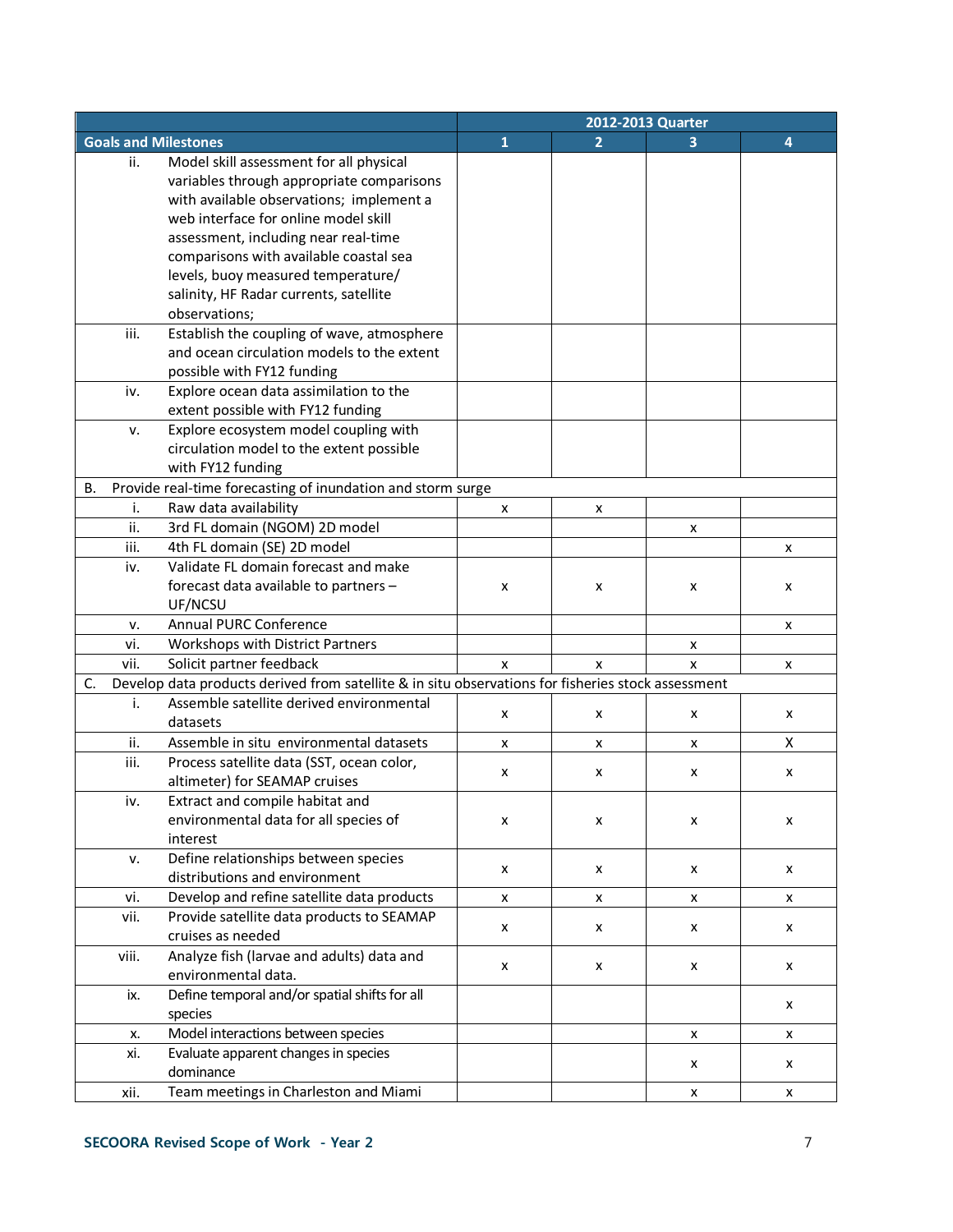| Goals and Milestones | 2012-2013 Quarter | | | |
|---|---|---|---|---|
| | 1 | 2 | 3 | 4 |
| ii. Model skill assessment for all physical variables through appropriate comparisons with available observations; implement a web interface for online model skill assessment, including near real-time comparisons with available coastal sea levels, buoy measured temperature/ salinity, HF Radar currents, satellite observations; | | | | |
| iii. Establish the coupling of wave, atmosphere and ocean circulation models to the extent possible with FY12 funding | | | | |
| iv. Explore ocean data assimilation to the extent possible with FY12 funding | | | | |
| v. Explore ecosystem model coupling with circulation model to the extent possible with FY12 funding | | | | |
| B. Provide real-time forecasting of inundation and storm surge | | | | |
| i. Raw data availability | x | x | | |
| ii. 3rd FL domain (NGOM) 2D model | | | x | |
| iii. 4th FL domain (SE) 2D model | | | | x |
| iv. Validate FL domain forecast and make forecast data available to partners – UF/NCSU | x | x | x | x |
| v. Annual PURC Conference | | | | x |
| vi. Workshops with District Partners | | | x | |
| vii. Solicit partner feedback | x | x | x | x |
| C. Develop data products derived from satellite & in situ observations for fisheries stock assessment | | | | |
| i. Assemble satellite derived environmental datasets | x | x | x | x |
| ii. Assemble in situ environmental datasets | x | x | x | X |
| iii. Process satellite data (SST, ocean color, altimeter) for SEAMAP cruises | x | x | x | x |
| iv. Extract and compile habitat and environmental data for all species of interest | x | x | x | x |
| v. Define relationships between species distributions and environment | x | x | x | x |
| vi. Develop and refine satellite data products | x | x | x | x |
| vii. Provide satellite data products to SEAMAP cruises as needed | x | x | x | x |
| viii. Analyze fish (larvae and adults) data and environmental data. | x | x | x | x |
| ix. Define temporal and/or spatial shifts for all species | | | | x |
| x. Model interactions between species | | | x | x |
| xi. Evaluate apparent changes in species dominance | | | x | x |
| xii. Team meetings in Charleston and Miami | | | x | x |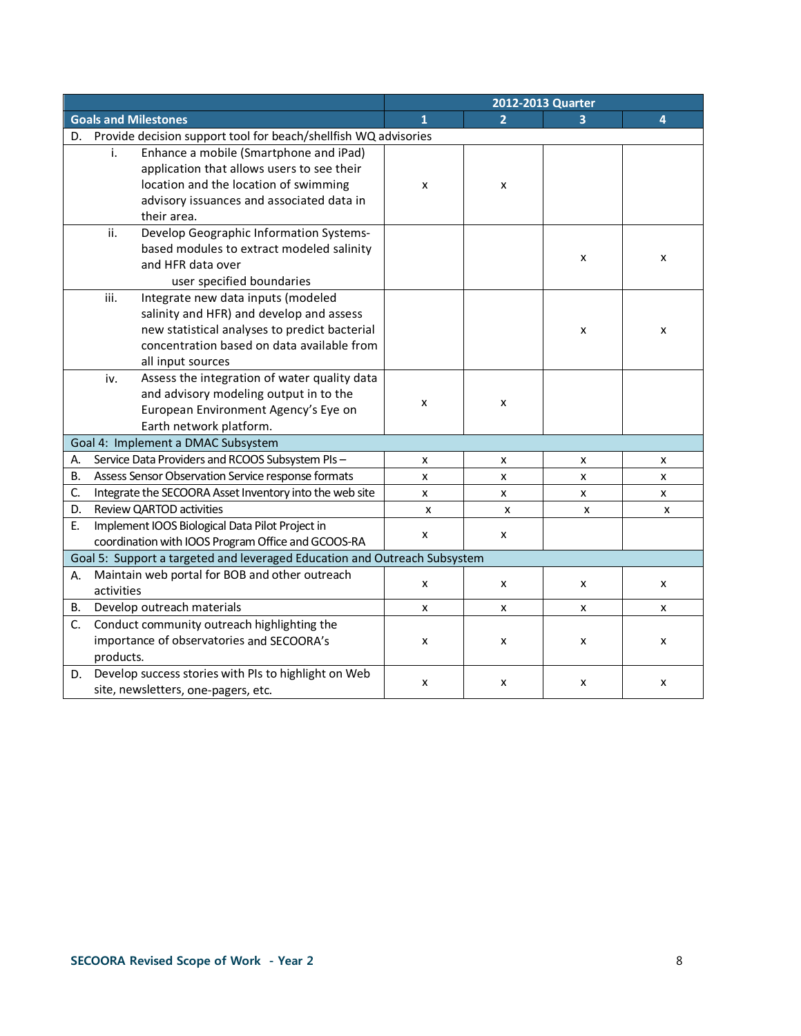| Goals and Milestones | 2012-2013 Quarter 1 | 2 | 3 | 4 |
|---|---|---|---|---|
| D. Provide decision support tool for beach/shellfish WQ advisories | | | | |
| i. Enhance a mobile (Smartphone and iPad) application that allows users to see their location and the location of swimming advisory issuances and associated data in their area. | x | x | | |
| ii. Develop Geographic Information Systems-based modules to extract modeled salinity and HFR data over user specified boundaries | | | x | x |
| iii. Integrate new data inputs (modeled salinity and HFR) and develop and assess new statistical analyses to predict bacterial concentration based on data available from all input sources | | | x | x |
| iv. Assess the integration of water quality data and advisory modeling output in to the European Environment Agency's Eye on Earth network platform. | x | x | | |
| **Goal 4: Implement a DMAC Subsystem** | | | | |
| A. Service Data Providers and RCOOS Subsystem PIs – | x | x | x | x |
| B. Assess Sensor Observation Service response formats | x | x | x | x |
| C. Integrate the SECOORA Asset Inventory into the web site | x | x | x | x |
| D. Review QARTOD activities | x | x | x | x |
| E. Implement IOOS Biological Data Pilot Project in coordination with IOOS Program Office and GCOOS-RA | x | x | | |
| **Goal 5: Support a targeted and leveraged Education and Outreach Subsystem** | | | | |
| A. Maintain web portal for BOB and other outreach activities | x | x | x | x |
| B. Develop outreach materials | x | x | x | x |
| C. Conduct community outreach highlighting the importance of observatories and SECOORA's products. | x | x | x | x |
| D. Develop success stories with PIs to highlight on Web site, newsletters, one-pagers, etc. | x | x | x | x |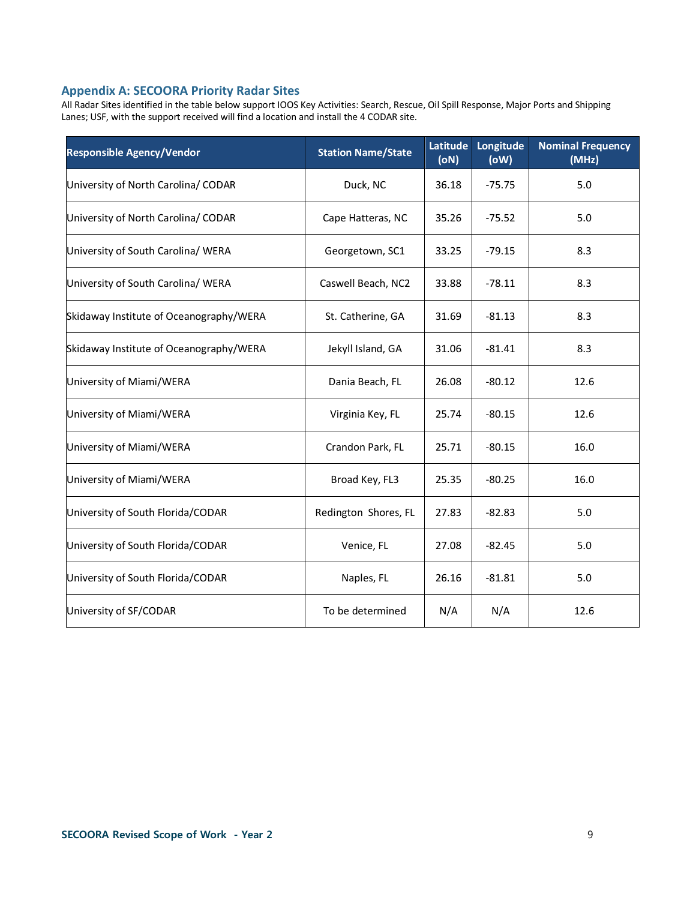## Appendix A: SECOORA Priority Radar Sites

All Radar Sites identified in the table below support IOOS Key Activities: Search, Rescue, Oil Spill Response, Major Ports and Shipping Lanes; USF, with the support received will find a location and install the 4 CODAR site.

| Responsible Agency/Vendor | Station Name/State | Latitude (oN) | Longitude (oW) | Nominal Frequency (MHz) |
|---|---|---|---|---|
| University of North Carolina/ CODAR | Duck, NC | 36.18 | -75.75 | 5.0 |
| University of North Carolina/ CODAR | Cape Hatteras, NC | 35.26 | -75.52 | 5.0 |
| University of South Carolina/ WERA | Georgetown, SC1 | 33.25 | -79.15 | 8.3 |
| University of South Carolina/ WERA | Caswell Beach, NC2 | 33.88 | -78.11 | 8.3 |
| Skidaway Institute of Oceanography/WERA | St. Catherine, GA | 31.69 | -81.13 | 8.3 |
| Skidaway Institute of Oceanography/WERA | Jekyll Island, GA | 31.06 | -81.41 | 8.3 |
| University of Miami/WERA | Dania Beach, FL | 26.08 | -80.12 | 12.6 |
| University of Miami/WERA | Virginia Key, FL | 25.74 | -80.15 | 12.6 |
| University of Miami/WERA | Crandon Park, FL | 25.71 | -80.15 | 16.0 |
| University of Miami/WERA | Broad Key, FL3 | 25.35 | -80.25 | 16.0 |
| University of South Florida/CODAR | Redington Shores, FL | 27.83 | -82.83 | 5.0 |
| University of South Florida/CODAR | Venice, FL | 27.08 | -82.45 | 5.0 |
| University of South Florida/CODAR | Naples, FL | 26.16 | -81.81 | 5.0 |
| University of SF/CODAR | To be determined | N/A | N/A | 12.6 |